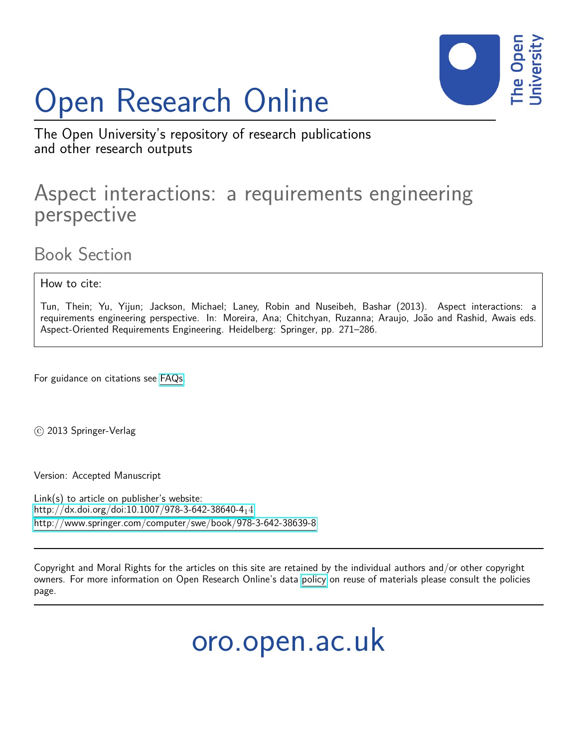# Open Research Online

The Open University's repository of research publications and other research outputs

## Aspect interactions: a requirements engineering perspective

### Book Section

How to cite:

Tun, Thein; Yu, Yijun; Jackson, Michael; Laney, Robin and Nuseibeh, Bashar (2013). Aspect interactions: a requirements engineering perspective. In: Moreira, Ana; Chitchyan, Ruzanna; Araujo, João and Rashid, Awais eds. Aspect-Oriented Requirements Engineering. Heidelberg: Springer, pp. 271–286.

For guidance on citations see FAQs.

© 2013 Springer-Verlag

Version: Accepted Manuscript

Link(s) to article on publisher's website:
http://dx.doi.org/doi:10.1007/978-3-642-38640-4$_14$
http://www.springer.com/computer/swe/book/978-3-642-38639-8

Copyright and Moral Rights for the articles on this site are retained by the individual authors and/or other copyright owners. For more information on Open Research Online's data policy on reuse of materials please consult the policies page.

oro.open.ac.uk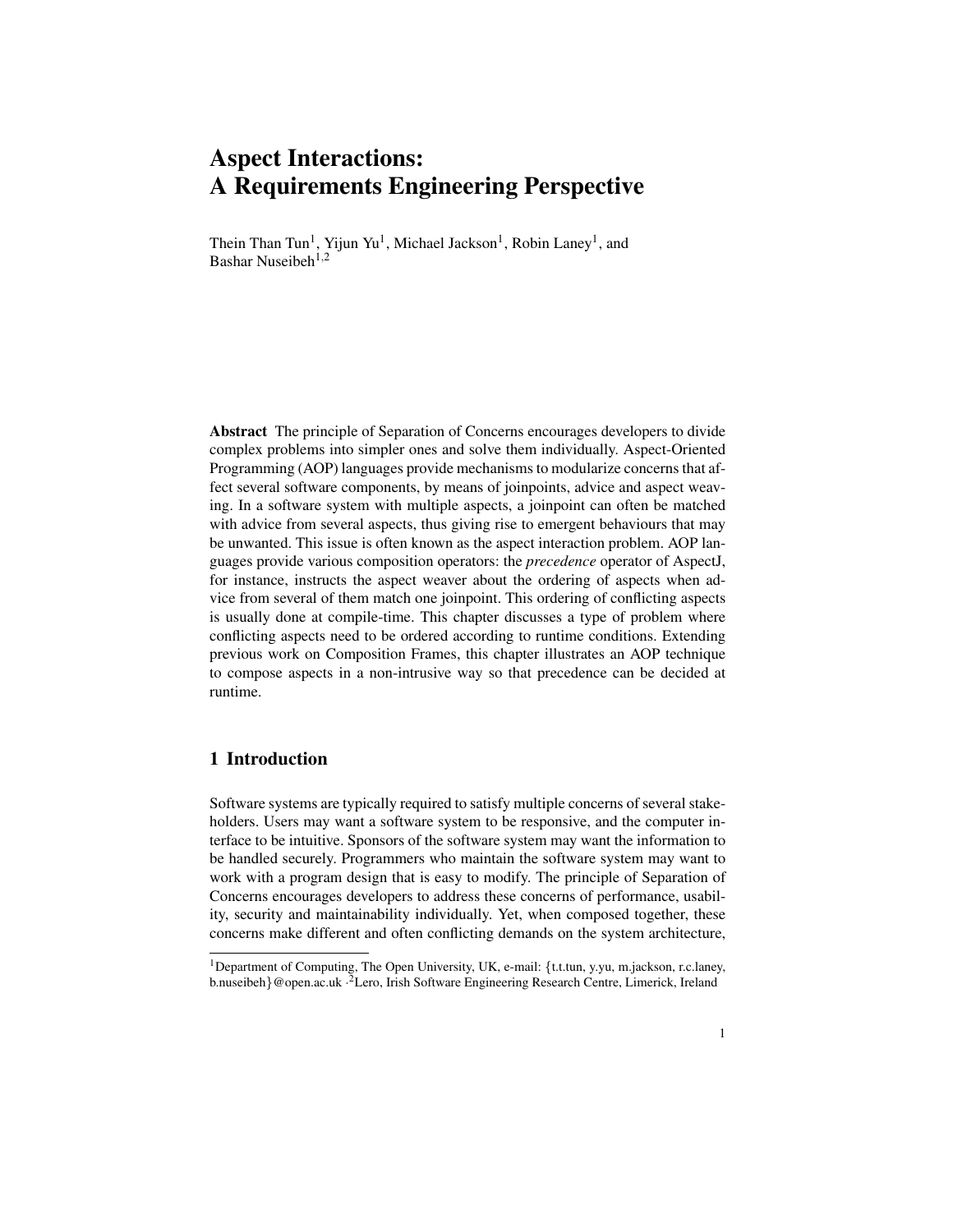# Aspect Interactions: A Requirements Engineering Perspective

Thein Than Tun[1], Yijun Yu[1], Michael Jackson[1], Robin Laney[1], and Bashar Nuseibeh[1,2]

**Abstract** The principle of Separation of Concerns encourages developers to divide complex problems into simpler ones and solve them individually. Aspect-Oriented Programming (AOP) languages provide mechanisms to modularize concerns that affect several software components, by means of joinpoints, advice and aspect weaving. In a software system with multiple aspects, a joinpoint can often be matched with advice from several aspects, thus giving rise to emergent behaviours that may be unwanted. This issue is often known as the aspect interaction problem. AOP languages provide various composition operators: the *precedence* operator of AspectJ, for instance, instructs the aspect weaver about the ordering of aspects when advice from several of them match one joinpoint. This ordering of conflicting aspects is usually done at compile-time. This chapter discusses a type of problem where conflicting aspects need to be ordered according to runtime conditions. Extending previous work on Composition Frames, this chapter illustrates an AOP technique to compose aspects in a non-intrusive way so that precedence can be decided at runtime.

## 1 Introduction

Software systems are typically required to satisfy multiple concerns of several stakeholders. Users may want a software system to be responsive, and the computer interface to be intuitive. Sponsors of the software system may want the information to be handled securely. Programmers who maintain the software system may want to work with a program design that is easy to modify. The principle of Separation of Concerns encourages developers to address these concerns of performance, usability, security and maintainability individually. Yet, when composed together, these concerns make different and often conflicting demands on the system architecture,

---

[1]Department of Computing, The Open University, UK, e-mail: {t.t.tun, y.yu, m.jackson, r.c.laney, b.nuseibeh}@open.ac.uk · [2]Lero, Irish Software Engineering Research Centre, Limerick, Ireland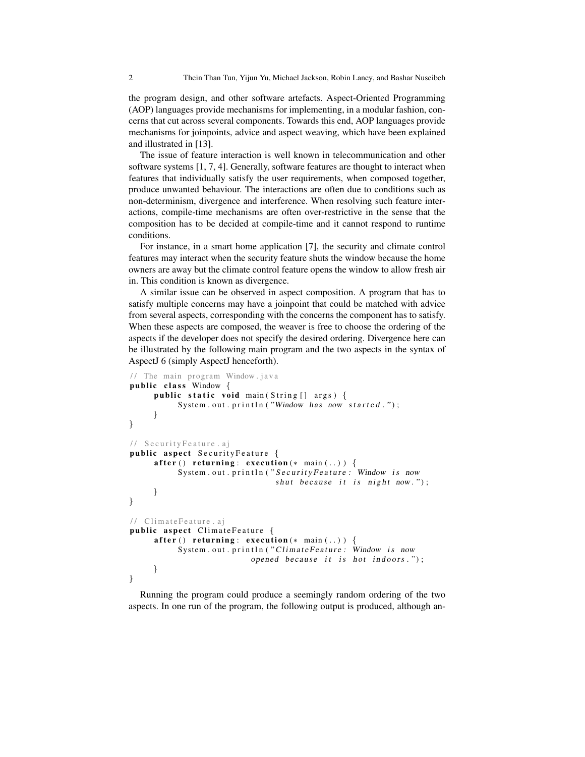the program design, and other software artefacts. Aspect-Oriented Programming (AOP) languages provide mechanisms for implementing, in a modular fashion, concerns that cut across several components. Towards this end, AOP languages provide mechanisms for joinpoints, advice and aspect weaving, which have been explained and illustrated in [13].

The issue of feature interaction is well known in telecommunication and other software systems [1, 7, 4]. Generally, software features are thought to interact when features that individually satisfy the user requirements, when composed together, produce unwanted behaviour. The interactions are often due to conditions such as non-determinism, divergence and interference. When resolving such feature interactions, compile-time mechanisms are often over-restrictive in the sense that the composition has to be decided at compile-time and it cannot respond to runtime conditions.

For instance, in a smart home application [7], the security and climate control features may interact when the security feature shuts the window because the home owners are away but the climate control feature opens the window to allow fresh air in. This condition is known as divergence.

A similar issue can be observed in aspect composition. A program that has to satisfy multiple concerns may have a joinpoint that could be matched with advice from several aspects, corresponding with the concerns the component has to satisfy. When these aspects are composed, the weaver is free to choose the ordering of the aspects if the developer does not specify the desired ordering. Divergence here can be illustrated by the following main program and the two aspects in the syntax of AspectJ 6 (simply AspectJ henceforth).

```
// The main program Window.java
public class Window {
    public static void main(String[] args) {
        System.out.println("Window has now started.");
    }
}

// SecurityFeature.aj
public aspect SecurityFeature {
    after() returning: execution(* main(..)) {
        System.out.println("SecurityFeature: Window is now
                            shut because it is night now.");
    }
}

// ClimateFeature.aj
public aspect ClimateFeature {
    after() returning: execution(* main(..)) {
        System.out.println("ClimateFeature: Window is now
                        opened because it is hot indoors.");
    }
}
```

Running the program could produce a seemingly random ordering of the two aspects. In one run of the program, the following output is produced, although an-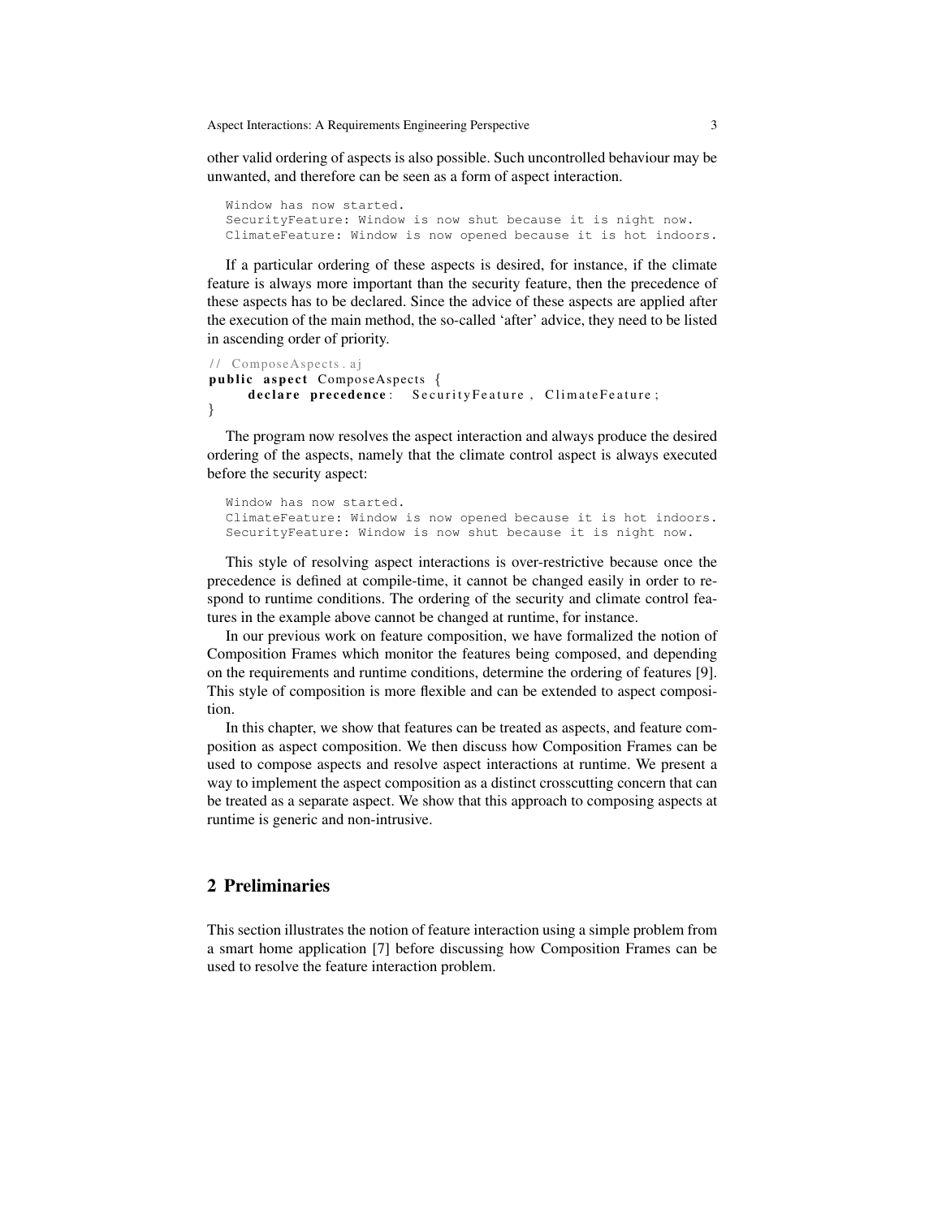other valid ordering of aspects is also possible. Such uncontrolled behaviour may be unwanted, and therefore can be seen as a form of aspect interaction.

```
Window has now started.
SecurityFeature: Window is now shut because it is night now.
ClimateFeature: Window is now opened because it is hot indoors.
```

If a particular ordering of these aspects is desired, for instance, if the climate feature is always more important than the security feature, then the precedence of these aspects has to be declared. Since the advice of these aspects are applied after the execution of the main method, the so-called 'after' advice, they need to be listed in ascending order of priority.

```
// ComposeAspects.aj
public aspect ComposeAspects {
    declare precedence: SecurityFeature, ClimateFeature;
}
```

The program now resolves the aspect interaction and always produce the desired ordering of the aspects, namely that the climate control aspect is always executed before the security aspect:

```
Window has now started.
ClimateFeature: Window is now opened because it is hot indoors.
SecurityFeature: Window is now shut because it is night now.
```

This style of resolving aspect interactions is over-restrictive because once the precedence is defined at compile-time, it cannot be changed easily in order to respond to runtime conditions. The ordering of the security and climate control features in the example above cannot be changed at runtime, for instance.

In our previous work on feature composition, we have formalized the notion of Composition Frames which monitor the features being composed, and depending on the requirements and runtime conditions, determine the ordering of features [9]. This style of composition is more flexible and can be extended to aspect composition.

In this chapter, we show that features can be treated as aspects, and feature composition as aspect composition. We then discuss how Composition Frames can be used to compose aspects and resolve aspect interactions at runtime. We present a way to implement the aspect composition as a distinct crosscutting concern that can be treated as a separate aspect. We show that this approach to composing aspects at runtime is generic and non-intrusive.

## 2 Preliminaries

This section illustrates the notion of feature interaction using a simple problem from a smart home application [7] before discussing how Composition Frames can be used to resolve the feature interaction problem.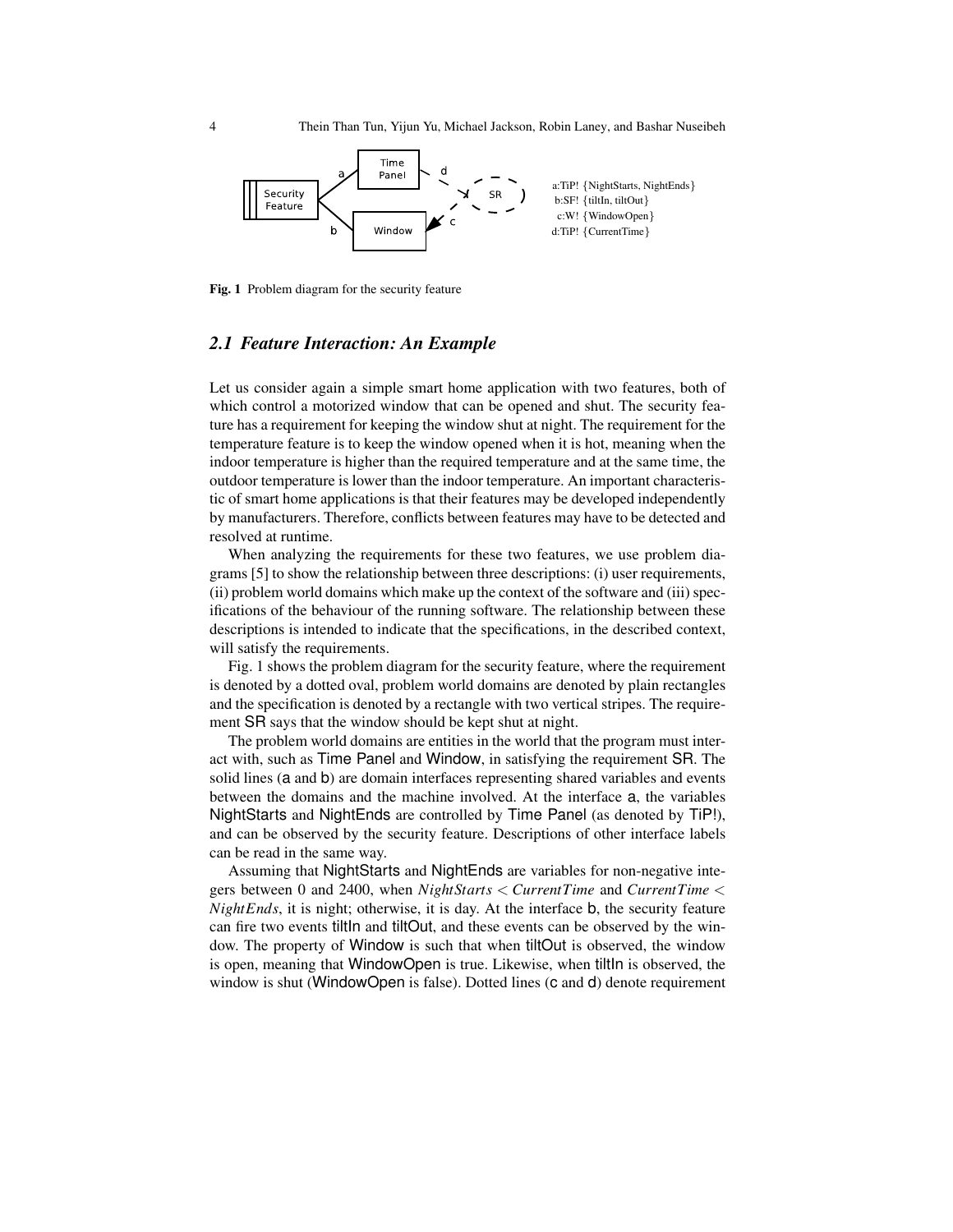a:TiP! {NightStarts, NightEnds}
b:SF! {tiltIn, tiltOut}
c:W! {WindowOpen}
d:TiP! {CurrentTime}

**Fig. 1** Problem diagram for the security feature

### 2.1 Feature Interaction: An Example

Let us consider again a simple smart home application with two features, both of which control a motorized window that can be opened and shut. The security feature has a requirement for keeping the window shut at night. The requirement for the temperature feature is to keep the window opened when it is hot, meaning when the indoor temperature is higher than the required temperature and at the same time, the outdoor temperature is lower than the indoor temperature. An important characteristic of smart home applications is that their features may be developed independently by manufacturers. Therefore, conflicts between features may have to be detected and resolved at runtime.

When analyzing the requirements for these two features, we use problem diagrams [5] to show the relationship between three descriptions: (i) user requirements, (ii) problem world domains which make up the context of the software and (iii) specifications of the behaviour of the running software. The relationship between these descriptions is intended to indicate that the specifications, in the described context, will satisfy the requirements.

Fig. 1 shows the problem diagram for the security feature, where the requirement is denoted by a dotted oval, problem world domains are denoted by plain rectangles and the specification is denoted by a rectangle with two vertical stripes. The requirement SR says that the window should be kept shut at night.

The problem world domains are entities in the world that the program must interact with, such as Time Panel and Window, in satisfying the requirement SR. The solid lines (a and b) are domain interfaces representing shared variables and events between the domains and the machine involved. At the interface a, the variables NightStarts and NightEnds are controlled by Time Panel (as denoted by TiP!), and can be observed by the security feature. Descriptions of other interface labels can be read in the same way.

Assuming that NightStarts and NightEnds are variables for non-negative integers between 0 and 2400, when $NightStarts < CurrentTime$ and $CurrentTime < NightEnds$, it is night; otherwise, it is day. At the interface b, the security feature can fire two events tiltIn and tiltOut, and these events can be observed by the window. The property of Window is such that when tiltOut is observed, the window is open, meaning that WindowOpen is true. Likewise, when tiltIn is observed, the window is shut (WindowOpen is false). Dotted lines (c and d) denote requirement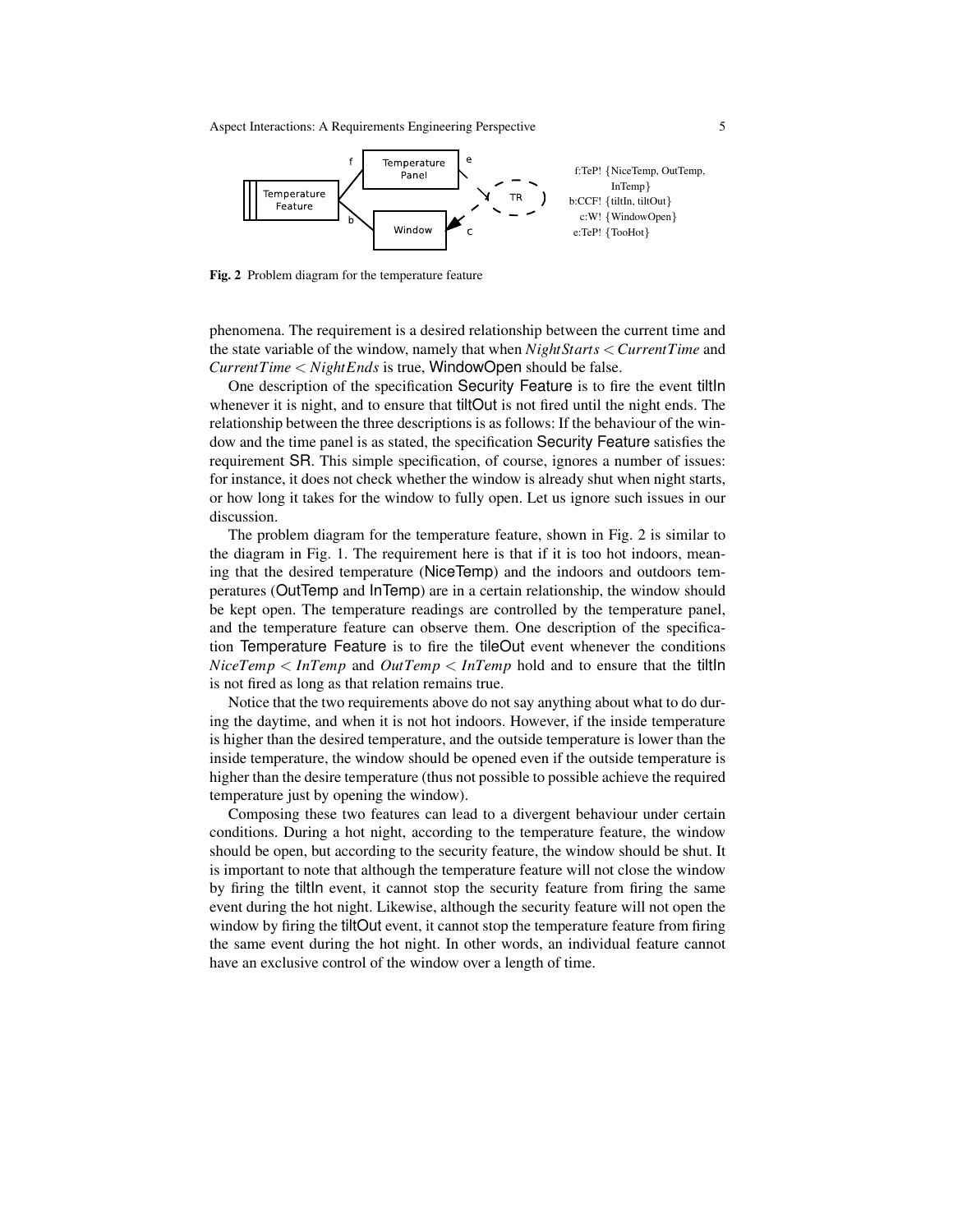f:TeP! {NiceTemp, OutTemp, InTemp}
b:CCF! {tiltIn, tiltOut}
c:W! {WindowOpen}
e:TeP! {TooHot}

Temperature Feature
Temperature Panel
Window
TR
f
b
e
c

**Fig. 2** Problem diagram for the temperature feature

phenomena. The requirement is a desired relationship between the current time and the state variable of the window, namely that when $NightStarts < CurrentTime$ and $CurrentTime < NightEnds$ is true, WindowOpen should be false.

One description of the specification Security Feature is to fire the event tiltIn whenever it is night, and to ensure that tiltOut is not fired until the night ends. The relationship between the three descriptions is as follows: If the behaviour of the window and the time panel is as stated, the specification Security Feature satisfies the requirement SR. This simple specification, of course, ignores a number of issues: for instance, it does not check whether the window is already shut when night starts, or how long it takes for the window to fully open. Let us ignore such issues in our discussion.

The problem diagram for the temperature feature, shown in Fig. 2 is similar to the diagram in Fig. 1. The requirement here is that if it is too hot indoors, meaning that the desired temperature (NiceTemp) and the indoors and outdoors temperatures (OutTemp and InTemp) are in a certain relationship, the window should be kept open. The temperature readings are controlled by the temperature panel, and the temperature feature can observe them. One description of the specification Temperature Feature is to fire the tileOut event whenever the conditions $NiceTemp < InTemp$ and $OutTemp < InTemp$ hold and to ensure that the tiltIn is not fired as long as that relation remains true.

Notice that the two requirements above do not say anything about what to do during the daytime, and when it is not hot indoors. However, if the inside temperature is higher than the desired temperature, and the outside temperature is lower than the inside temperature, the window should be opened even if the outside temperature is higher than the desire temperature (thus not possible to possible achieve the required temperature just by opening the window).

Composing these two features can lead to a divergent behaviour under certain conditions. During a hot night, according to the temperature feature, the window should be open, but according to the security feature, the window should be shut. It is important to note that although the temperature feature will not close the window by firing the tiltIn event, it cannot stop the security feature from firing the same event during the hot night. Likewise, although the security feature will not open the window by firing the tiltOut event, it cannot stop the temperature feature from firing the same event during the hot night. In other words, an individual feature cannot have an exclusive control of the window over a length of time.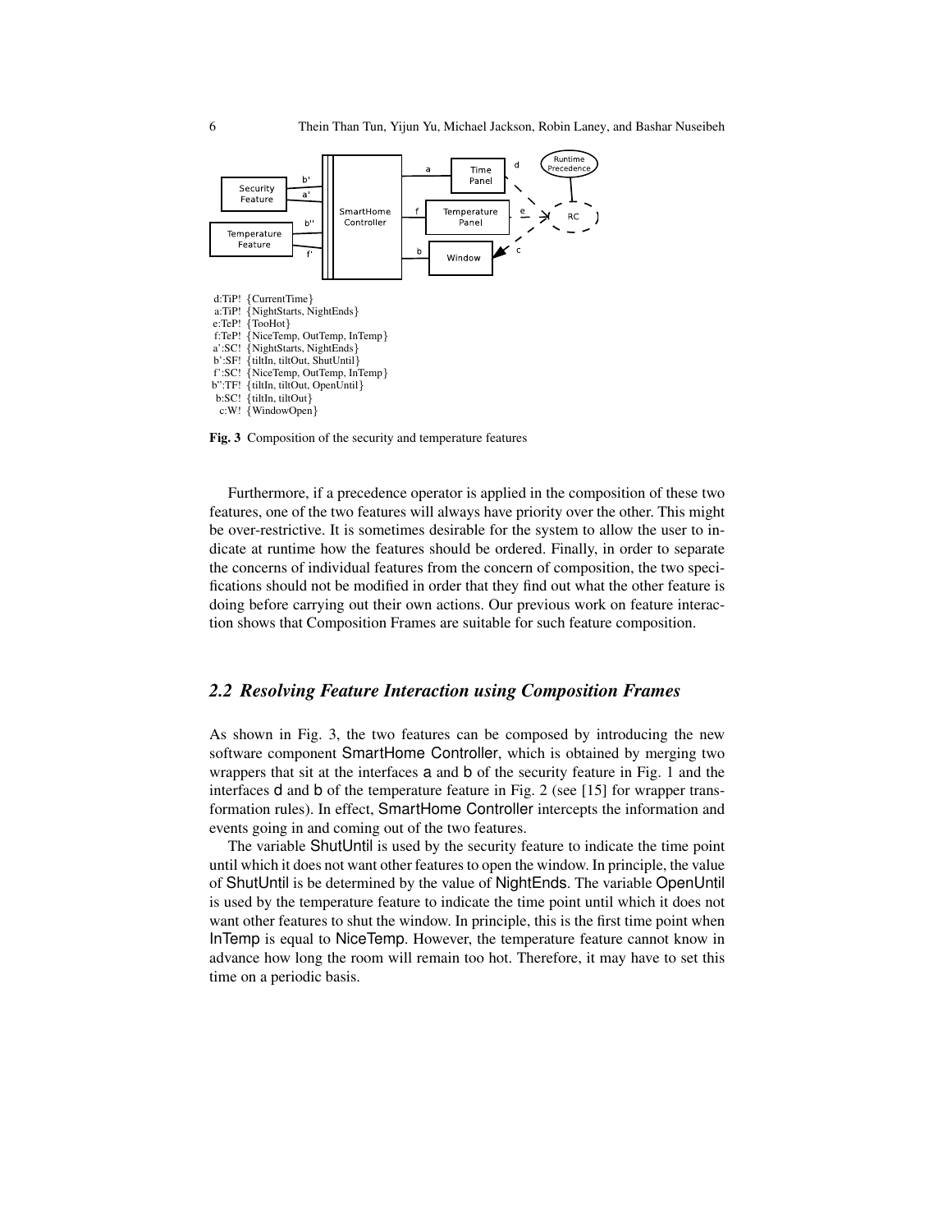Security Feature

Temperature Feature

SmartHome Controller

Time Panel

Temperature Panel

Window

Runtime Precedence

RC

b'

a'

b''

f'

a

f

b

d

e

c

d:TiP! {CurrentTime}
a:TiP! {NightStarts, NightEnds}
e:TeP! {TooHot}
f:TeP! {NiceTemp, OutTemp, InTemp}
a':SC! {NightStarts, NightEnds}
b':SF! {tiltIn, tiltOut, ShutUntil}
f':SC! {NiceTemp, OutTemp, InTemp}
b'':TF! {tiltIn, tiltOut, OpenUntil}
b:SC! {tiltIn, tiltOut}
c:W! {WindowOpen}

**Fig. 3** Composition of the security and temperature features

Furthermore, if a precedence operator is applied in the composition of these two features, one of the two features will always have priority over the other. This might be over-restrictive. It is sometimes desirable for the system to allow the user to indicate at runtime how the features should be ordered. Finally, in order to separate the concerns of individual features from the concern of composition, the two specifications should not be modified in order that they find out what the other feature is doing before carrying out their own actions. Our previous work on feature interaction shows that Composition Frames are suitable for such feature composition.

## *2.2 Resolving Feature Interaction using Composition Frames*

As shown in Fig. 3, the two features can be composed by introducing the new software component SmartHome Controller, which is obtained by merging two wrappers that sit at the interfaces a and b of the security feature in Fig. 1 and the interfaces d and b of the temperature feature in Fig. 2 (see [15] for wrapper transformation rules). In effect, SmartHome Controller intercepts the information and events going in and coming out of the two features.

The variable ShutUntil is used by the security feature to indicate the time point until which it does not want other features to open the window. In principle, the value of ShutUntil is be determined by the value of NightEnds. The variable OpenUntil is used by the temperature feature to indicate the time point until which it does not want other features to shut the window. In principle, this is the first time point when InTemp is equal to NiceTemp. However, the temperature feature cannot know in advance how long the room will remain too hot. Therefore, it may have to set this time on a periodic basis.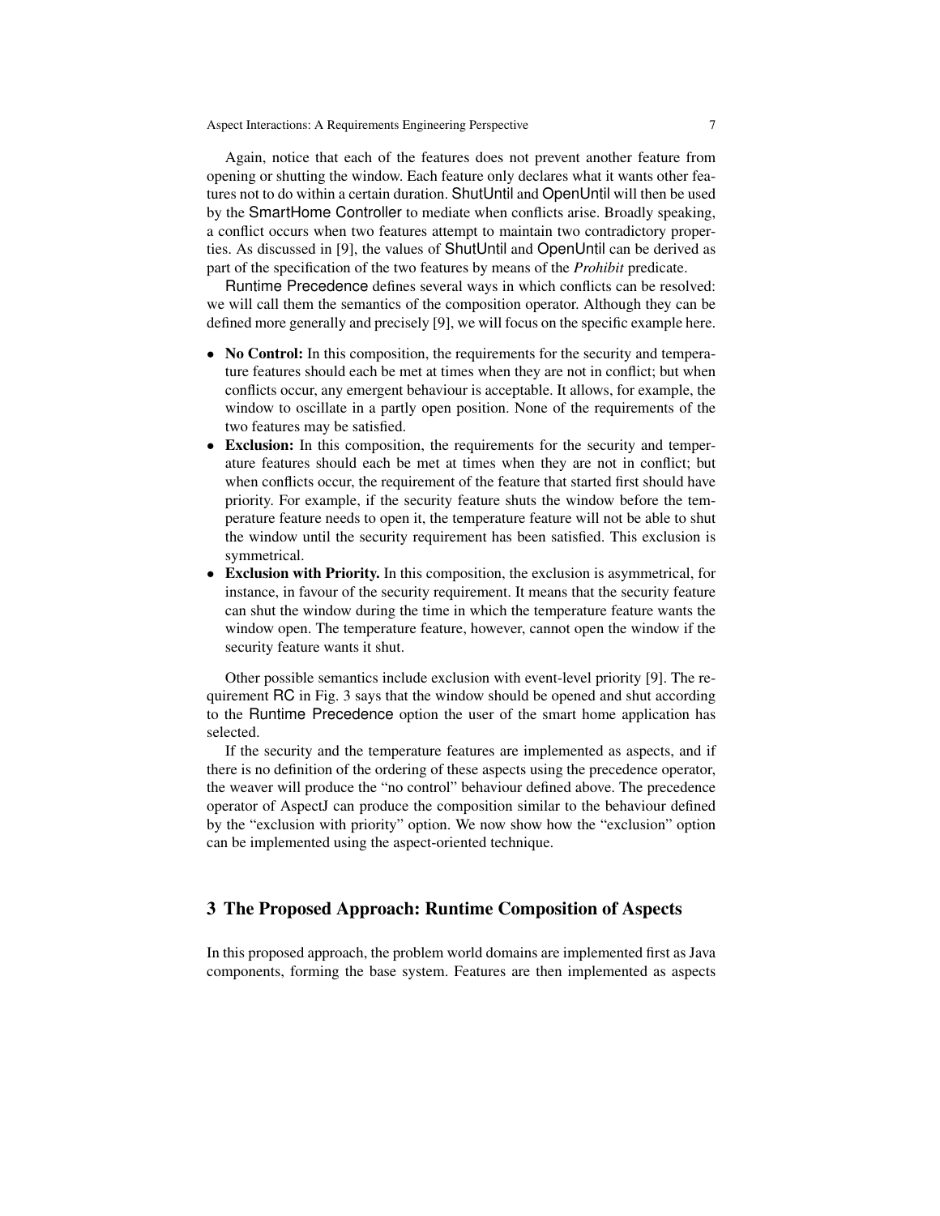Again, notice that each of the features does not prevent another feature from opening or shutting the window. Each feature only declares what it wants other features not to do within a certain duration. ShutUntil and OpenUntil will then be used by the SmartHome Controller to mediate when conflicts arise. Broadly speaking, a conflict occurs when two features attempt to maintain two contradictory properties. As discussed in [9], the values of ShutUntil and OpenUntil can be derived as part of the specification of the two features by means of the *Prohibit* predicate.

Runtime Precedence defines several ways in which conflicts can be resolved: we will call them the semantics of the composition operator. Although they can be defined more generally and precisely [9], we will focus on the specific example here.

- **No Control:** In this composition, the requirements for the security and temperature features should each be met at times when they are not in conflict; but when conflicts occur, any emergent behaviour is acceptable. It allows, for example, the window to oscillate in a partly open position. None of the requirements of the two features may be satisfied.
- **Exclusion:** In this composition, the requirements for the security and temperature features should each be met at times when they are not in conflict; but when conflicts occur, the requirement of the feature that started first should have priority. For example, if the security feature shuts the window before the temperature feature needs to open it, the temperature feature will not be able to shut the window until the security requirement has been satisfied. This exclusion is symmetrical.
- **Exclusion with Priority.** In this composition, the exclusion is asymmetrical, for instance, in favour of the security requirement. It means that the security feature can shut the window during the time in which the temperature feature wants the window open. The temperature feature, however, cannot open the window if the security feature wants it shut.

Other possible semantics include exclusion with event-level priority [9]. The requirement RC in Fig. 3 says that the window should be opened and shut according to the Runtime Precedence option the user of the smart home application has selected.

If the security and the temperature features are implemented as aspects, and if there is no definition of the ordering of these aspects using the precedence operator, the weaver will produce the "no control" behaviour defined above. The precedence operator of AspectJ can produce the composition similar to the behaviour defined by the "exclusion with priority" option. We now show how the "exclusion" option can be implemented using the aspect-oriented technique.

## 3 The Proposed Approach: Runtime Composition of Aspects

In this proposed approach, the problem world domains are implemented first as Java components, forming the base system. Features are then implemented as aspects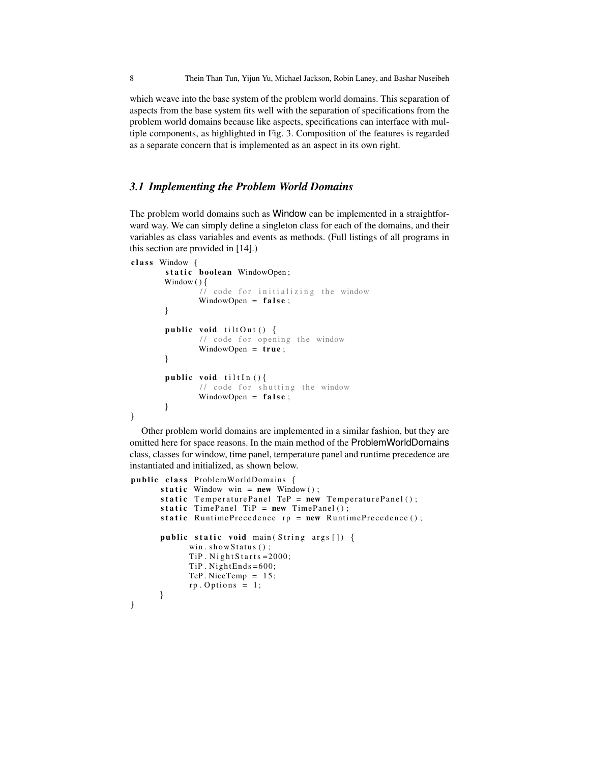which weave into the base system of the problem world domains. This separation of aspects from the base system fits well with the separation of specifications from the problem world domains because like aspects, specifications can interface with multiple components, as highlighted in Fig. 3. Composition of the features is regarded as a separate concern that is implemented as an aspect in its own right.

### *3.1 Implementing the Problem World Domains*

The problem world domains such as Window can be implemented in a straightforward way. We can simply define a singleton class for each of the domains, and their variables as class variables and events as methods. (Full listings of all programs in this section are provided in [14].)

```
class Window {
        static boolean WindowOpen;
        Window(){
                // code for initializing the window
                WindowOpen = false;
        }

        public void tiltOut() {
                // code for opening the window
                WindowOpen = true;
        }

        public void tiltIn(){
                // code for shutting the window
                WindowOpen = false;
        }
}
```

Other problem world domains are implemented in a similar fashion, but they are omitted here for space reasons. In the main method of the ProblemWorldDomains class, classes for window, time panel, temperature panel and runtime precedence are instantiated and initialized, as shown below.

```
public class ProblemWorldDomains {
       static Window win = new Window();
       static TemperaturePanel TeP = new TemperaturePanel();
       static TimePanel TiP = new TimePanel();
       static RuntimePrecedence rp = new RuntimePrecedence();

       public static void main(String args[]) {
              win.showStatus();
              TiP.NightStarts=2000;
              TiP.NightEnds=600;
              TeP.NiceTemp = 15;
              rp.Options = 1;
       }
}
```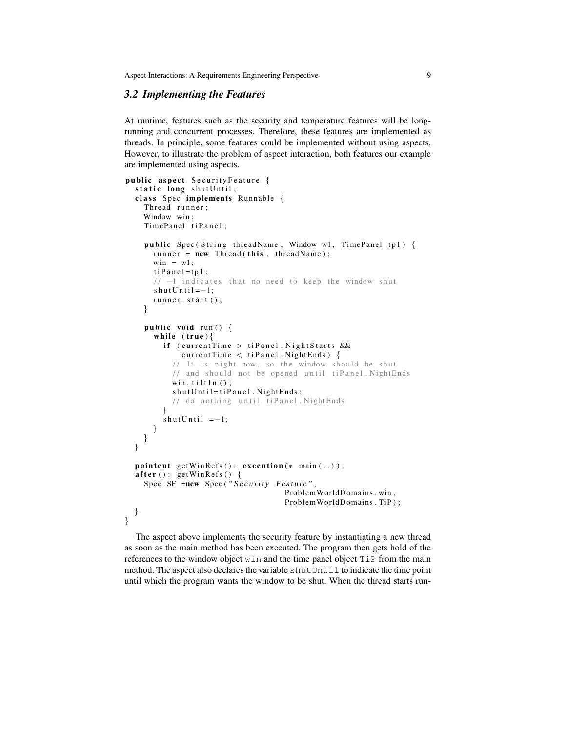### 3.2 Implementing the Features

At runtime, features such as the security and temperature features will be long-running and concurrent processes. Therefore, these features are implemented as threads. In principle, some features could be implemented without using aspects. However, to illustrate the problem of aspect interaction, both features our example are implemented using aspects.

```
public aspect SecurityFeature {
  static long shutUntil;
  class Spec implements Runnable {
    Thread runner;
    Window win;
    TimePanel tiPanel;

    public Spec(String threadName, Window w1, TimePanel tp1) {
      runner = new Thread(this, threadName);
      win = w1;
      tiPanel=tp1;
      // -1 indicates that no need to keep the window shut
      shutUntil=-1;
      runner.start();
    }

    public void run() {
      while (true){
        if (currentTime > tiPanel.NightStarts &&
            currentTime < tiPanel.NightEnds) {
          // It is night now, so the window should be shut
          // and should not be opened until tiPanel.NightEnds
          win.tiltIn();
          shutUntil=tiPanel.NightEnds;
          // do nothing until tiPanel.NightEnds
        }
        shutUntil =-1;
      }
    }
  }

  pointcut getWinRefs(): execution(* main(..));
  after(): getWinRefs() {
    Spec SF =new Spec("Security Feature",
                      ProblemWorldDomains.win,
                      ProblemWorldDomains.TiP);
  }
}
```

The aspect above implements the security feature by instantiating a new thread as soon as the main method has been executed. The program then gets hold of the references to the window object `win` and the time panel object `TiP` from the main method. The aspect also declares the variable `shutUntil` to indicate the time point until which the program wants the window to be shut. When the thread starts run-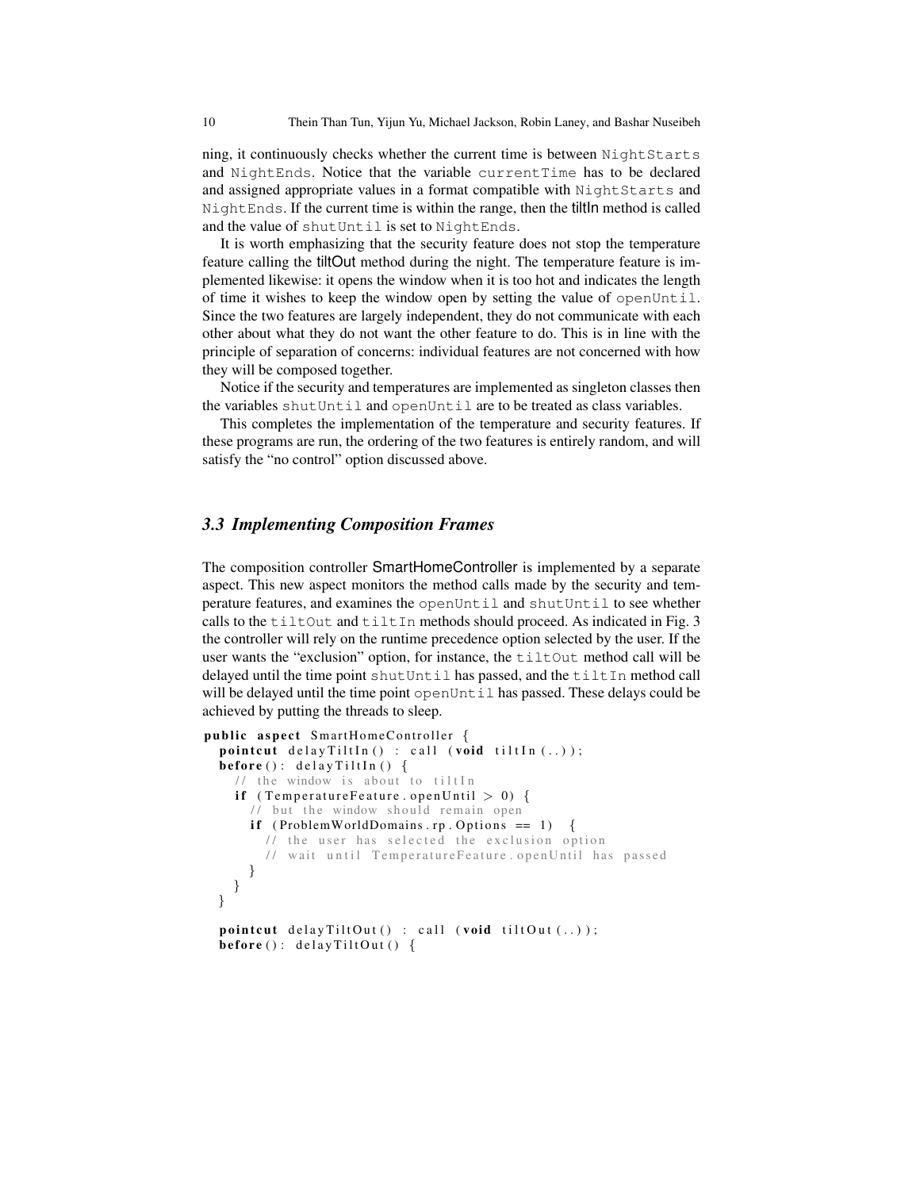ning, it continuously checks whether the current time is between NightStarts and NightEnds. Notice that the variable currentTime has to be declared and assigned appropriate values in a format compatible with NightStarts and NightEnds. If the current time is within the range, then the tiltIn method is called and the value of shutUntil is set to NightEnds.

It is worth emphasizing that the security feature does not stop the temperature feature calling the tiltOut method during the night. The temperature feature is implemented likewise: it opens the window when it is too hot and indicates the length of time it wishes to keep the window open by setting the value of openUntil. Since the two features are largely independent, they do not communicate with each other about what they do not want the other feature to do. This is in line with the principle of separation of concerns: individual features are not concerned with how they will be composed together.

Notice if the security and temperatures are implemented as singleton classes then the variables shutUntil and openUntil are to be treated as class variables.

This completes the implementation of the temperature and security features. If these programs are run, the ordering of the two features is entirely random, and will satisfy the "no control" option discussed above.

### *3.3 Implementing Composition Frames*

The composition controller SmartHomeController is implemented by a separate aspect. This new aspect monitors the method calls made by the security and temperature features, and examines the openUntil and shutUntil to see whether calls to the tiltOut and tiltIn methods should proceed. As indicated in Fig. 3 the controller will rely on the runtime precedence option selected by the user. If the user wants the "exclusion" option, for instance, the tiltOut method call will be delayed until the time point shutUntil has passed, and the tiltIn method call will be delayed until the time point openUntil has passed. These delays could be achieved by putting the threads to sleep.

```
public aspect SmartHomeController {
  pointcut delayTiltIn() : call (void tiltIn(..));
  before(): delayTiltIn() {
    // the window is about to tiltIn
    if (TemperatureFeature.openUntil > 0) {
      // but the window should remain open
      if (ProblemWorldDomains.rp.Options == 1) {
        // the user has selected the exclusion option
        // wait until TemperatureFeature.openUntil has passed
      }
    }
  }

  pointcut delayTiltOut() : call (void tiltOut(..));
  before(): delayTiltOut() {
```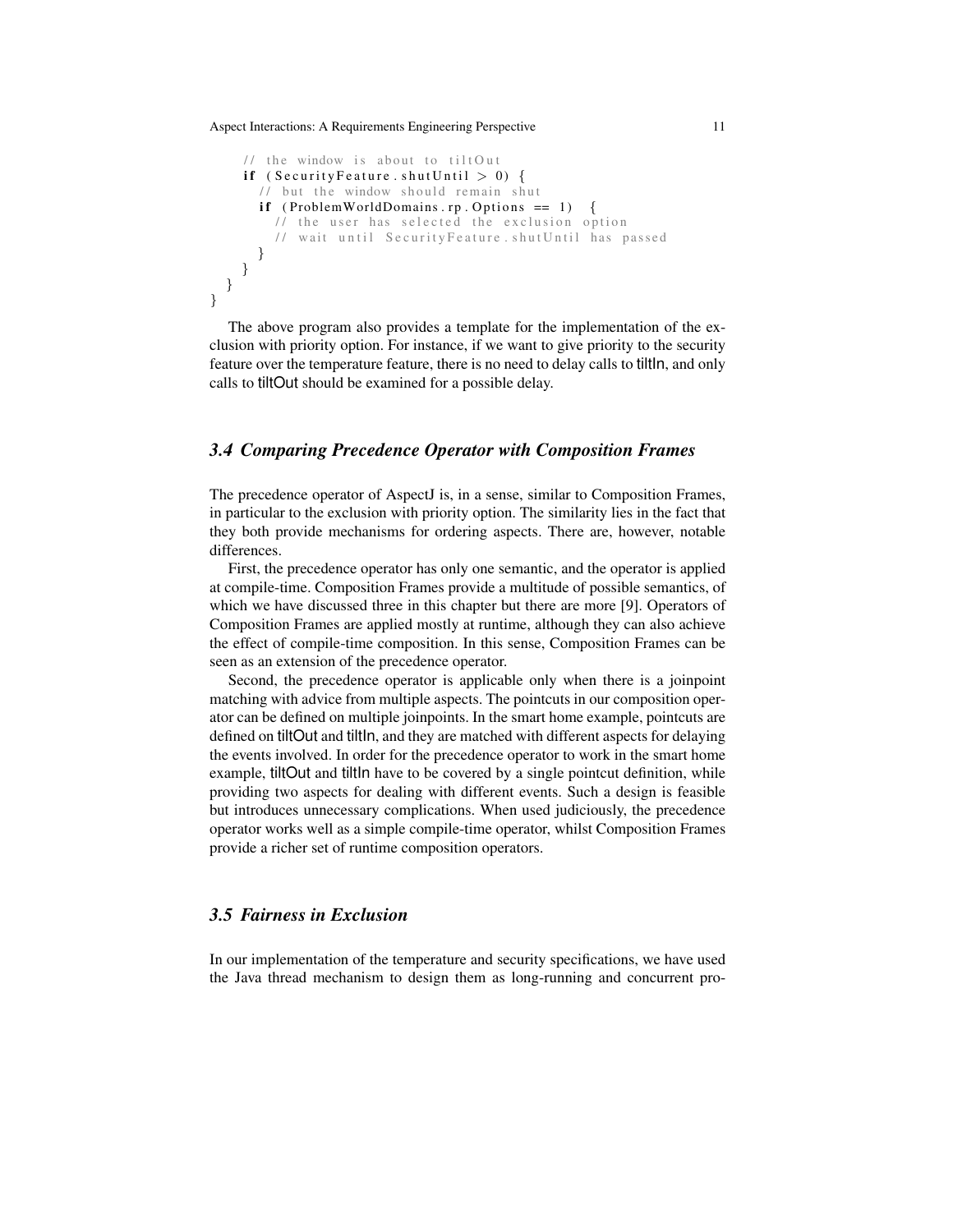```
    // the window is about to tiltOut
    if (SecurityFeature.shutUntil > 0) {
      // but the window should remain shut
      if (ProblemWorldDomains.rp.Options == 1) {
        // the user has selected the exclusion option
        // wait until SecurityFeature.shutUntil has passed
      }
    }
  }
}
```

The above program also provides a template for the implementation of the exclusion with priority option. For instance, if we want to give priority to the security feature over the temperature feature, there is no need to delay calls to tiltIn, and only calls to tiltOut should be examined for a possible delay.

### 3.4 Comparing Precedence Operator with Composition Frames

The precedence operator of AspectJ is, in a sense, similar to Composition Frames, in particular to the exclusion with priority option. The similarity lies in the fact that they both provide mechanisms for ordering aspects. There are, however, notable differences.

First, the precedence operator has only one semantic, and the operator is applied at compile-time. Composition Frames provide a multitude of possible semantics, of which we have discussed three in this chapter but there are more [9]. Operators of Composition Frames are applied mostly at runtime, although they can also achieve the effect of compile-time composition. In this sense, Composition Frames can be seen as an extension of the precedence operator.

Second, the precedence operator is applicable only when there is a joinpoint matching with advice from multiple aspects. The pointcuts in our composition operator can be defined on multiple joinpoints. In the smart home example, pointcuts are defined on tiltOut and tiltIn, and they are matched with different aspects for delaying the events involved. In order for the precedence operator to work in the smart home example, tiltOut and tiltIn have to be covered by a single pointcut definition, while providing two aspects for dealing with different events. Such a design is feasible but introduces unnecessary complications. When used judiciously, the precedence operator works well as a simple compile-time operator, whilst Composition Frames provide a richer set of runtime composition operators.

### 3.5 Fairness in Exclusion

In our implementation of the temperature and security specifications, we have used the Java thread mechanism to design them as long-running and concurrent pro-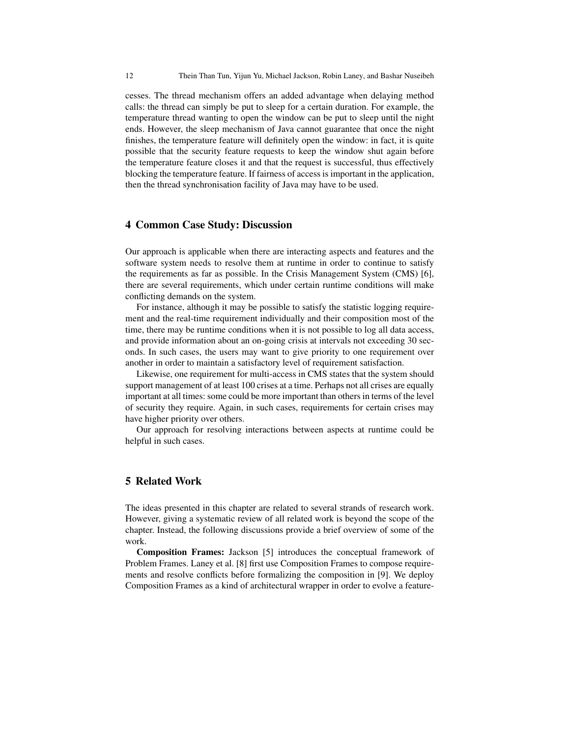cesses. The thread mechanism offers an added advantage when delaying method calls: the thread can simply be put to sleep for a certain duration. For example, the temperature thread wanting to open the window can be put to sleep until the night ends. However, the sleep mechanism of Java cannot guarantee that once the night finishes, the temperature feature will definitely open the window: in fact, it is quite possible that the security feature requests to keep the window shut again before the temperature feature closes it and that the request is successful, thus effectively blocking the temperature feature. If fairness of access is important in the application, then the thread synchronisation facility of Java may have to be used.

## 4 Common Case Study: Discussion

Our approach is applicable when there are interacting aspects and features and the software system needs to resolve them at runtime in order to continue to satisfy the requirements as far as possible. In the Crisis Management System (CMS) [6], there are several requirements, which under certain runtime conditions will make conflicting demands on the system.

For instance, although it may be possible to satisfy the statistic logging requirement and the real-time requirement individually and their composition most of the time, there may be runtime conditions when it is not possible to log all data access, and provide information about an on-going crisis at intervals not exceeding 30 seconds. In such cases, the users may want to give priority to one requirement over another in order to maintain a satisfactory level of requirement satisfaction.

Likewise, one requirement for multi-access in CMS states that the system should support management of at least 100 crises at a time. Perhaps not all crises are equally important at all times: some could be more important than others in terms of the level of security they require. Again, in such cases, requirements for certain crises may have higher priority over others.

Our approach for resolving interactions between aspects at runtime could be helpful in such cases.

## 5 Related Work

The ideas presented in this chapter are related to several strands of research work. However, giving a systematic review of all related work is beyond the scope of the chapter. Instead, the following discussions provide a brief overview of some of the work.

**Composition Frames:** Jackson [5] introduces the conceptual framework of Problem Frames. Laney et al. [8] first use Composition Frames to compose requirements and resolve conflicts before formalizing the composition in [9]. We deploy Composition Frames as a kind of architectural wrapper in order to evolve a feature-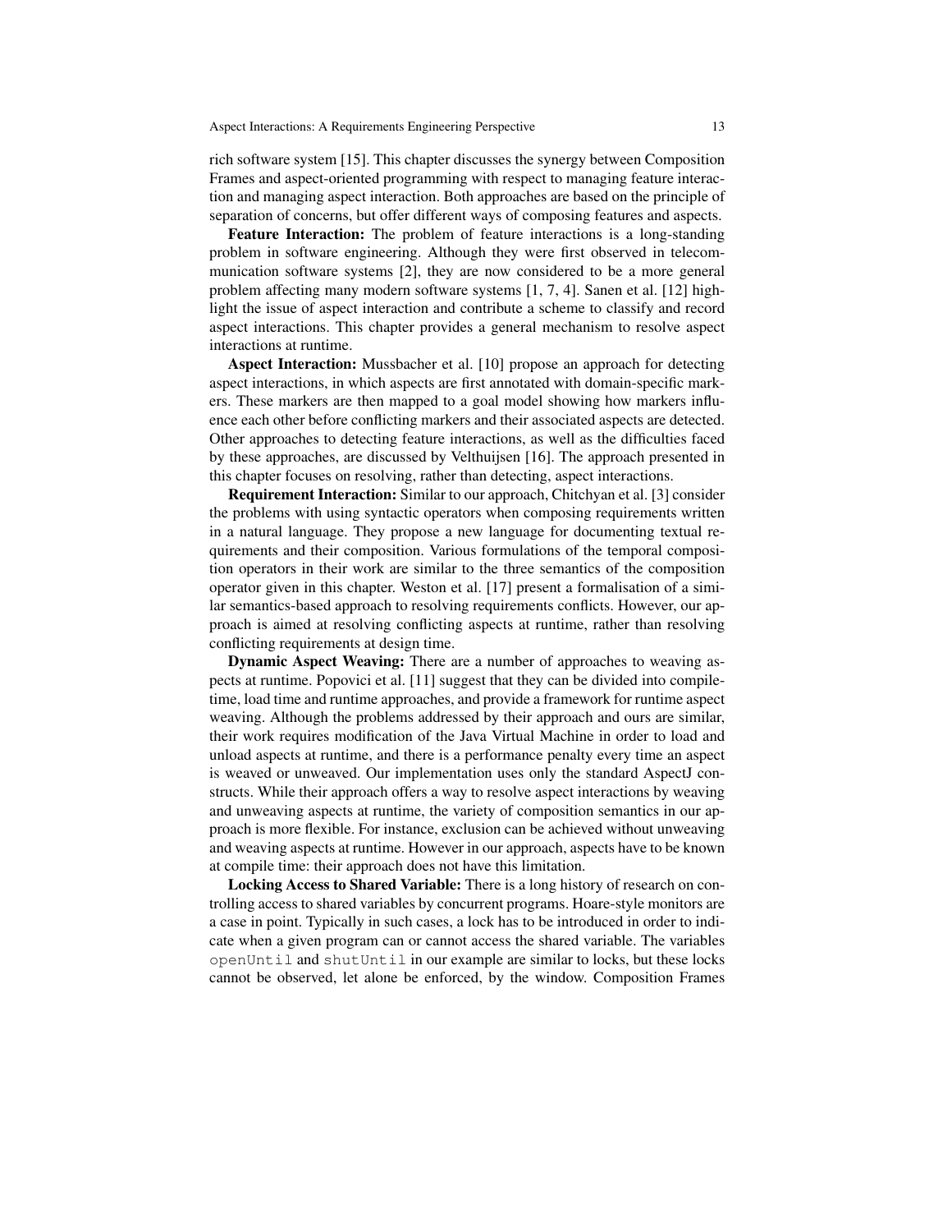rich software system [15]. This chapter discusses the synergy between Composition Frames and aspect-oriented programming with respect to managing feature interaction and managing aspect interaction. Both approaches are based on the principle of separation of concerns, but offer different ways of composing features and aspects.

**Feature Interaction:** The problem of feature interactions is a long-standing problem in software engineering. Although they were first observed in telecommunication software systems [2], they are now considered to be a more general problem affecting many modern software systems [1, 7, 4]. Sanen et al. [12] highlight the issue of aspect interaction and contribute a scheme to classify and record aspect interactions. This chapter provides a general mechanism to resolve aspect interactions at runtime.

**Aspect Interaction:** Mussbacher et al. [10] propose an approach for detecting aspect interactions, in which aspects are first annotated with domain-specific markers. These markers are then mapped to a goal model showing how markers influence each other before conflicting markers and their associated aspects are detected. Other approaches to detecting feature interactions, as well as the difficulties faced by these approaches, are discussed by Velthuijsen [16]. The approach presented in this chapter focuses on resolving, rather than detecting, aspect interactions.

**Requirement Interaction:** Similar to our approach, Chitchyan et al. [3] consider the problems with using syntactic operators when composing requirements written in a natural language. They propose a new language for documenting textual requirements and their composition. Various formulations of the temporal composition operators in their work are similar to the three semantics of the composition operator given in this chapter. Weston et al. [17] present a formalisation of a similar semantics-based approach to resolving requirements conflicts. However, our approach is aimed at resolving conflicting aspects at runtime, rather than resolving conflicting requirements at design time.

**Dynamic Aspect Weaving:** There are a number of approaches to weaving aspects at runtime. Popovici et al. [11] suggest that they can be divided into compile-time, load time and runtime approaches, and provide a framework for runtime aspect weaving. Although the problems addressed by their approach and ours are similar, their work requires modification of the Java Virtual Machine in order to load and unload aspects at runtime, and there is a performance penalty every time an aspect is weaved or unweaved. Our implementation uses only the standard AspectJ constructs. While their approach offers a way to resolve aspect interactions by weaving and unweaving aspects at runtime, the variety of composition semantics in our approach is more flexible. For instance, exclusion can be achieved without unweaving and weaving aspects at runtime. However in our approach, aspects have to be known at compile time: their approach does not have this limitation.

**Locking Access to Shared Variable:** There is a long history of research on controlling access to shared variables by concurrent programs. Hoare-style monitors are a case in point. Typically in such cases, a lock has to be introduced in order to indicate when a given program can or cannot access the shared variable. The variables `openUntil` and `shutUntil` in our example are similar to locks, but these locks cannot be observed, let alone be enforced, by the window. Composition Frames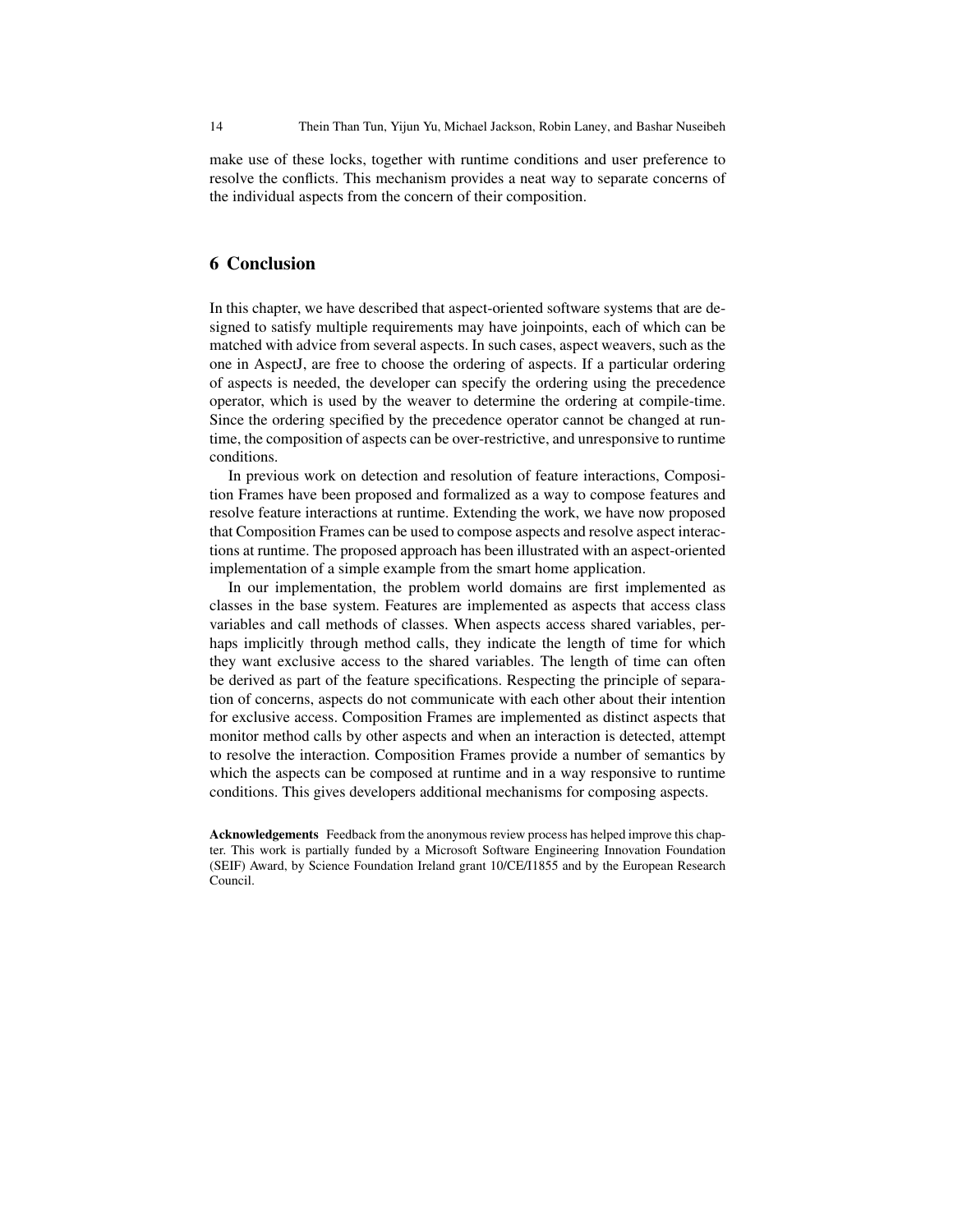make use of these locks, together with runtime conditions and user preference to resolve the conflicts. This mechanism provides a neat way to separate concerns of the individual aspects from the concern of their composition.

## 6 Conclusion

In this chapter, we have described that aspect-oriented software systems that are designed to satisfy multiple requirements may have joinpoints, each of which can be matched with advice from several aspects. In such cases, aspect weavers, such as the one in AspectJ, are free to choose the ordering of aspects. If a particular ordering of aspects is needed, the developer can specify the ordering using the precedence operator, which is used by the weaver to determine the ordering at compile-time. Since the ordering specified by the precedence operator cannot be changed at runtime, the composition of aspects can be over-restrictive, and unresponsive to runtime conditions.

In previous work on detection and resolution of feature interactions, Composition Frames have been proposed and formalized as a way to compose features and resolve feature interactions at runtime. Extending the work, we have now proposed that Composition Frames can be used to compose aspects and resolve aspect interactions at runtime. The proposed approach has been illustrated with an aspect-oriented implementation of a simple example from the smart home application.

In our implementation, the problem world domains are first implemented as classes in the base system. Features are implemented as aspects that access class variables and call methods of classes. When aspects access shared variables, perhaps implicitly through method calls, they indicate the length of time for which they want exclusive access to the shared variables. The length of time can often be derived as part of the feature specifications. Respecting the principle of separation of concerns, aspects do not communicate with each other about their intention for exclusive access. Composition Frames are implemented as distinct aspects that monitor method calls by other aspects and when an interaction is detected, attempt to resolve the interaction. Composition Frames provide a number of semantics by which the aspects can be composed at runtime and in a way responsive to runtime conditions. This gives developers additional mechanisms for composing aspects.

**Acknowledgements** Feedback from the anonymous review process has helped improve this chapter. This work is partially funded by a Microsoft Software Engineering Innovation Foundation (SEIF) Award, by Science Foundation Ireland grant 10/CE/I1855 and by the European Research Council.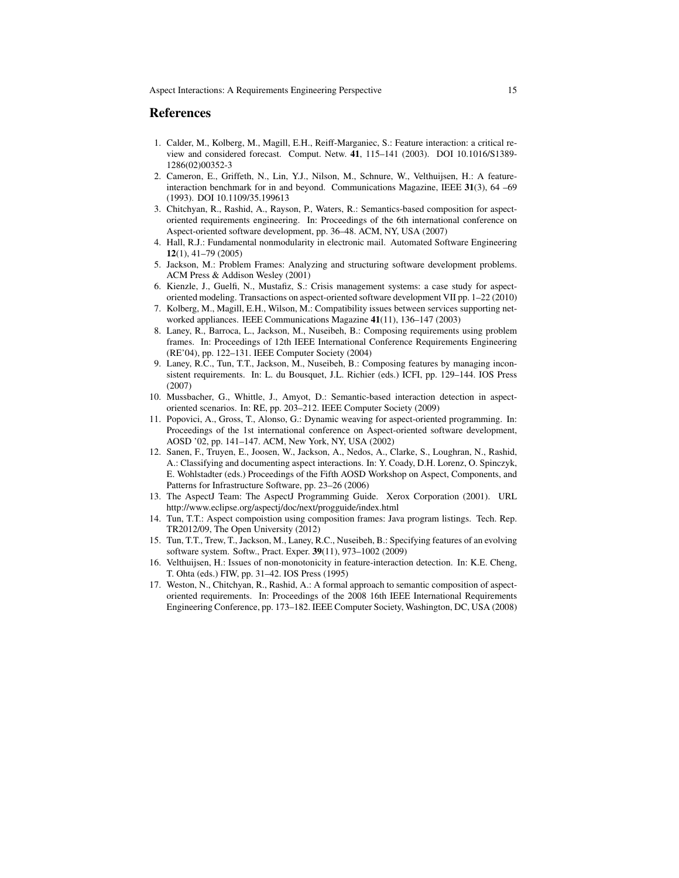## References

1. Calder, M., Kolberg, M., Magill, E.H., Reiff-Marganiec, S.: Feature interaction: a critical review and considered forecast. Comput. Netw. **41**, 115–141 (2003). DOI 10.1016/S1389-1286(02)00352-3
2. Cameron, E., Griffeth, N., Lin, Y.J., Nilson, M., Schnure, W., Velthuijsen, H.: A feature-interaction benchmark for in and beyond. Communications Magazine, IEEE **31**(3), 64 –69 (1993). DOI 10.1109/35.199613
3. Chitchyan, R., Rashid, A., Rayson, P., Waters, R.: Semantics-based composition for aspect-oriented requirements engineering. In: Proceedings of the 6th international conference on Aspect-oriented software development, pp. 36–48. ACM, NY, USA (2007)
4. Hall, R.J.: Fundamental nonmodularity in electronic mail. Automated Software Engineering **12**(1), 41–79 (2005)
5. Jackson, M.: Problem Frames: Analyzing and structuring software development problems. ACM Press & Addison Wesley (2001)
6. Kienzle, J., Guelfi, N., Mustafiz, S.: Crisis management systems: a case study for aspect-oriented modeling. Transactions on aspect-oriented software development VII pp. 1–22 (2010)
7. Kolberg, M., Magill, E.H., Wilson, M.: Compatibility issues between services supporting networked appliances. IEEE Communications Magazine **41**(11), 136–147 (2003)
8. Laney, R., Barroca, L., Jackson, M., Nuseibeh, B.: Composing requirements using problem frames. In: Proceedings of 12th IEEE International Conference Requirements Engineering (RE'04), pp. 122–131. IEEE Computer Society (2004)
9. Laney, R.C., Tun, T.T., Jackson, M., Nuseibeh, B.: Composing features by managing inconsistent requirements. In: L. du Bousquet, J.L. Richier (eds.) ICFI, pp. 129–144. IOS Press (2007)
10. Mussbacher, G., Whittle, J., Amyot, D.: Semantic-based interaction detection in aspect-oriented scenarios. In: RE, pp. 203–212. IEEE Computer Society (2009)
11. Popovici, A., Gross, T., Alonso, G.: Dynamic weaving for aspect-oriented programming. In: Proceedings of the 1st international conference on Aspect-oriented software development, AOSD '02, pp. 141–147. ACM, New York, NY, USA (2002)
12. Sanen, F., Truyen, E., Joosen, W., Jackson, A., Nedos, A., Clarke, S., Loughran, N., Rashid, A.: Classifying and documenting aspect interactions. In: Y. Coady, D.H. Lorenz, O. Spinczyk, E. Wohlstadter (eds.) Proceedings of the Fifth AOSD Workshop on Aspect, Components, and Patterns for Infrastructure Software, pp. 23–26 (2006)
13. The AspectJ Team: The AspectJ Programming Guide. Xerox Corporation (2001). URL http://www.eclipse.org/aspectj/doc/next/progguide/index.html
14. Tun, T.T.: Aspect compoistion using composition frames: Java program listings. Tech. Rep. TR2012/09, The Open University (2012)
15. Tun, T.T., Trew, T., Jackson, M., Laney, R.C., Nuseibeh, B.: Specifying features of an evolving software system. Softw., Pract. Exper. **39**(11), 973–1002 (2009)
16. Velthuijsen, H.: Issues of non-monotonicity in feature-interaction detection. In: K.E. Cheng, T. Ohta (eds.) FIW, pp. 31–42. IOS Press (1995)
17. Weston, N., Chitchyan, R., Rashid, A.: A formal approach to semantic composition of aspect-oriented requirements. In: Proceedings of the 2008 16th IEEE International Requirements Engineering Conference, pp. 173–182. IEEE Computer Society, Washington, DC, USA (2008)